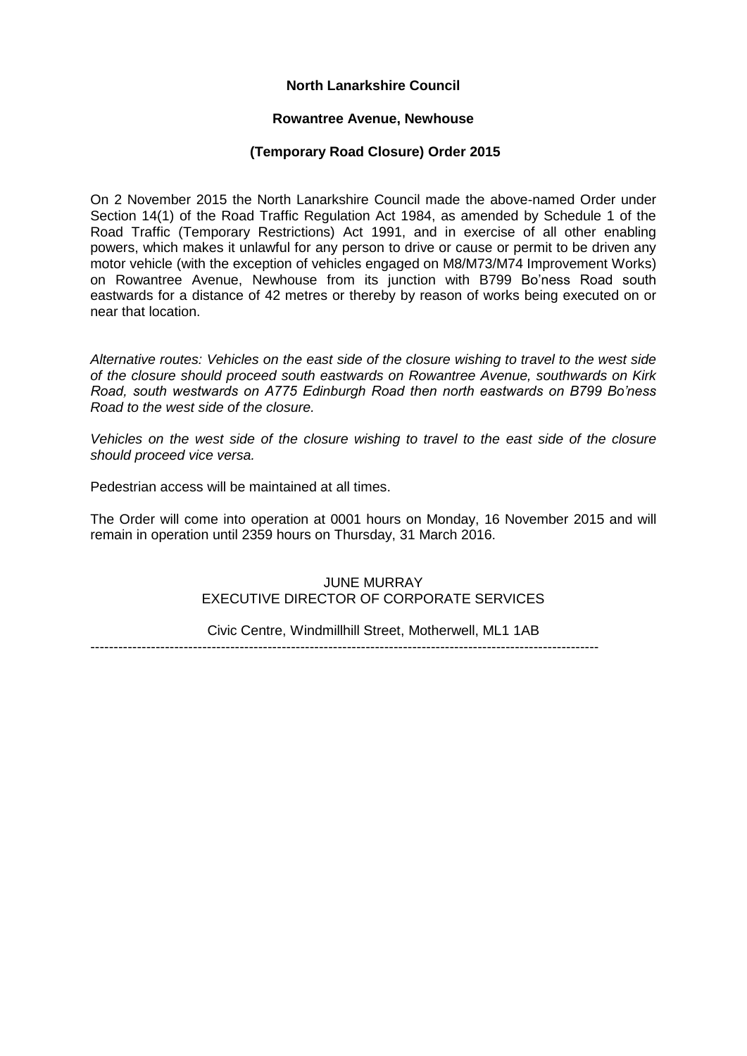**North Lanarkshire Council**

**Rowantree Avenue, Newhouse**

**(Temporary Road Closure) Order 2015**

On 2 November 2015 the North Lanarkshire Council made the above-named Order under Section 14(1) of the Road Traffic Regulation Act 1984, as amended by Schedule 1 of the Road Traffic (Temporary Restrictions) Act 1991, and in exercise of all other enabling powers, which makes it unlawful for any person to drive or cause or permit to be driven any motor vehicle (with the exception of vehicles engaged on M8/M73/M74 Improvement Works) on Rowantree Avenue, Newhouse from its junction with B799 Bo'ness Road south eastwards for a distance of 42 metres or thereby by reason of works being executed on or near that location.

*Alternative routes: Vehicles on the east side of the closure wishing to travel to the west side of the closure should proceed south eastwards on Rowantree Avenue, southwards on Kirk Road, south westwards on A775 Edinburgh Road then north eastwards on B799 Bo'ness Road to the west side of the closure.*

*Vehicles on the west side of the closure wishing to travel to the east side of the closure should proceed vice versa.*

Pedestrian access will be maintained at all times.

The Order will come into operation at 0001 hours on Monday, 16 November 2015 and will remain in operation until 2359 hours on Thursday, 31 March 2016.

JUNE MURRAY
EXECUTIVE DIRECTOR OF CORPORATE SERVICES

Civic Centre, Windmillhill Street, Motherwell, ML1 1AB

---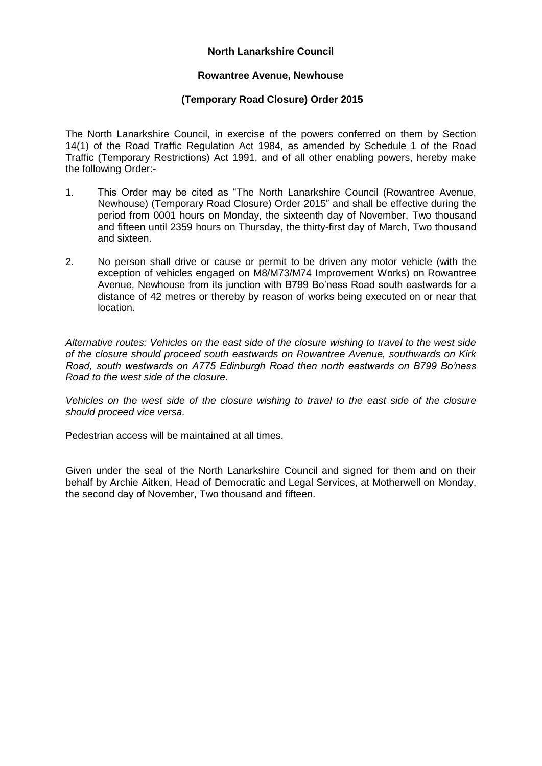**North Lanarkshire Council**

**Rowantree Avenue, Newhouse**

**(Temporary Road Closure) Order 2015**

The North Lanarkshire Council, in exercise of the powers conferred on them by Section 14(1) of the Road Traffic Regulation Act 1984, as amended by Schedule 1 of the Road Traffic (Temporary Restrictions) Act 1991, and of all other enabling powers, hereby make the following Order:-

1. This Order may be cited as "The North Lanarkshire Council (Rowantree Avenue, Newhouse) (Temporary Road Closure) Order 2015" and shall be effective during the period from 0001 hours on Monday, the sixteenth day of November, Two thousand and fifteen until 2359 hours on Thursday, the thirty-first day of March, Two thousand and sixteen.

2. No person shall drive or cause or permit to be driven any motor vehicle (with the exception of vehicles engaged on M8/M73/M74 Improvement Works) on Rowantree Avenue, Newhouse from its junction with B799 Bo'ness Road south eastwards for a distance of 42 metres or thereby by reason of works being executed on or near that location.

*Alternative routes: Vehicles on the east side of the closure wishing to travel to the west side of the closure should proceed south eastwards on Rowantree Avenue, southwards on Kirk Road, south westwards on A775 Edinburgh Road then north eastwards on B799 Bo'ness Road to the west side of the closure.*

*Vehicles on the west side of the closure wishing to travel to the east side of the closure should proceed vice versa.*

Pedestrian access will be maintained at all times.

Given under the seal of the North Lanarkshire Council and signed for them and on their behalf by Archie Aitken, Head of Democratic and Legal Services, at Motherwell on Monday, the second day of November, Two thousand and fifteen.